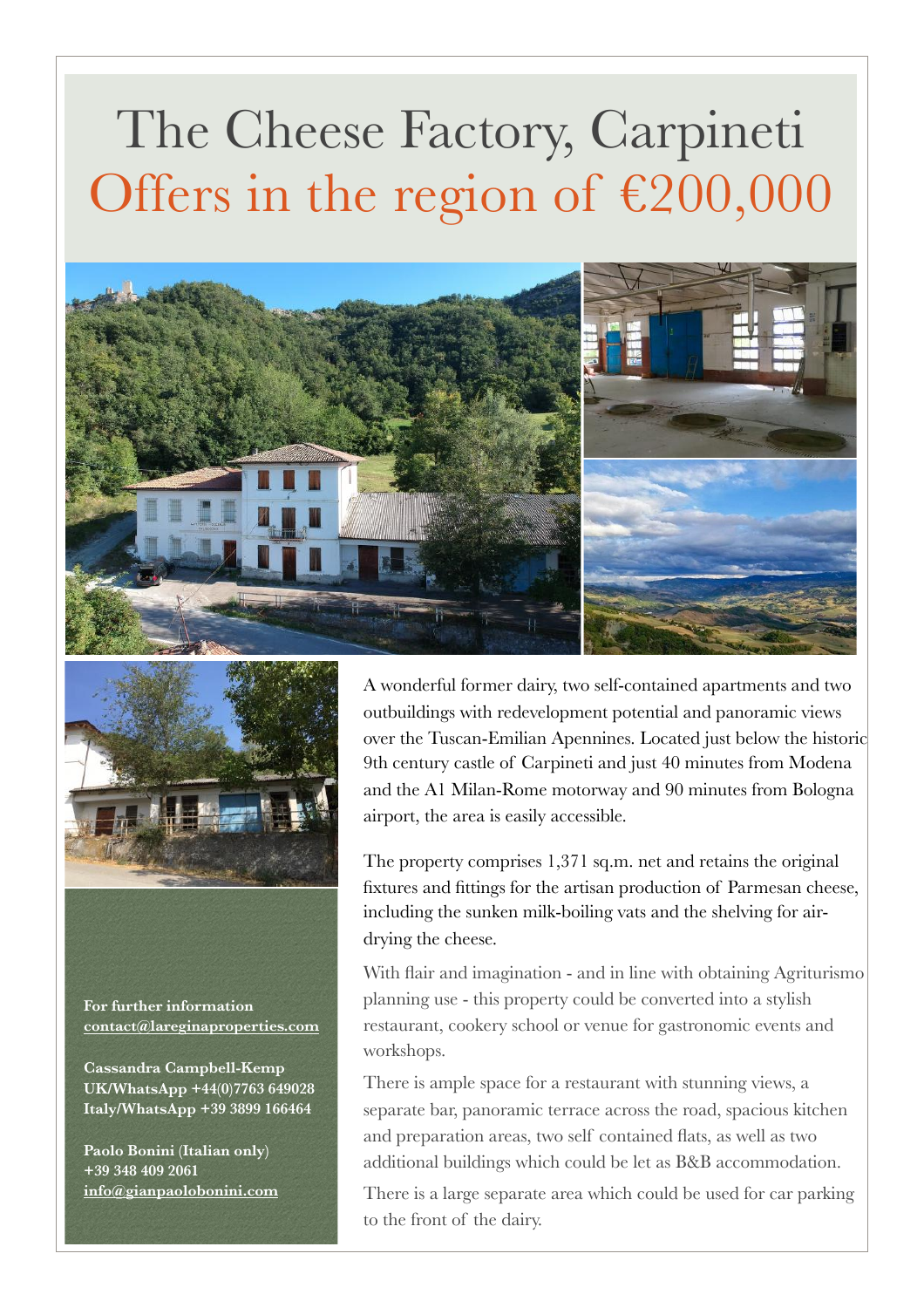# The Cheese Factory, Carpineti

## Offers in the region of €200,000

A wonderful former dairy, two self-contained apartments and two outbuildings with redevelopment potential and panoramic views over the Tuscan-Emilian Apennines. Located just below the historic 9th century castle of Carpineti and just 40 minutes from Modena and the A1 Milan-Rome motorway and 90 minutes from Bologna airport, the area is easily accessible.

The property comprises 1,371 sq.m. net and retains the original fixtures and fittings for the artisan production of Parmesan cheese, including the sunken milk-boiling vats and the shelving for air-drying the cheese.

With flair and imagination - and in line with obtaining Agriturismo planning use - this property could be converted into a stylish restaurant, cookery school or venue for gastronomic events and workshops.

There is ample space for a restaurant with stunning views, a separate bar, panoramic terrace across the road, spacious kitchen and preparation areas, two self contained flats, as well as two additional buildings which could be let as B&B accommodation.

There is a large separate area which could be used for car parking to the front of the dairy.

**For further information**
**contact@lareginaproperties.com**

**Cassandra Campbell-Kemp**
**UK/WhatsApp +44(0)7763 649028**
**Italy/WhatsApp +39 3899 166464**

**Paolo Bonini (Italian only)**
**+39 348 409 2061**
**info@gianpaolobonini.com**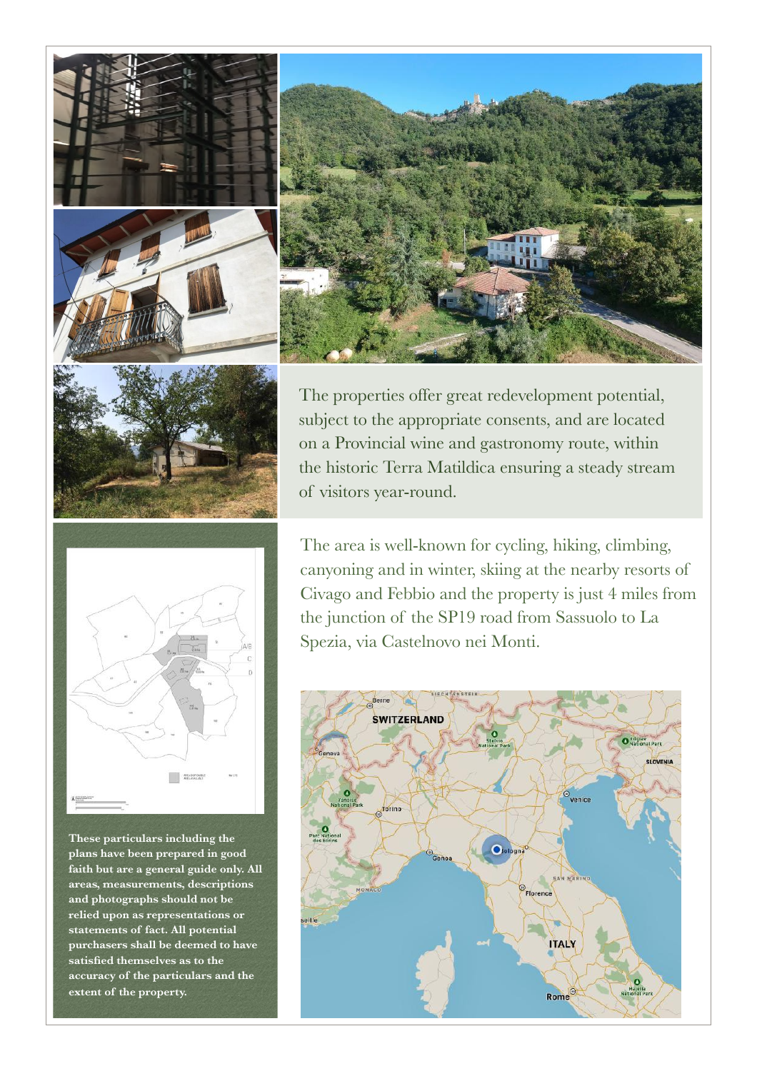The properties offer great redevelopment potential, subject to the appropriate consents, and are located on a Provincial wine and gastronomy route, within the historic Terra Matildica ensuring a steady stream of visitors year-round.

The area is well-known for cycling, hiking, climbing, canyoning and in winter, skiing at the nearby resorts of Civago and Febbio and the property is just 4 miles from the junction of the SP19 road from Sassuolo to La Spezia, via Castelnovo nei Monti.

**These particulars including the plans have been prepared in good faith but are a general guide only. All areas, measurements, descriptions and photographs should not be relied upon as representations or statements of fact. All potential purchasers shall be deemed to have satisfied themselves as to the accuracy of the particulars and the extent of the property.**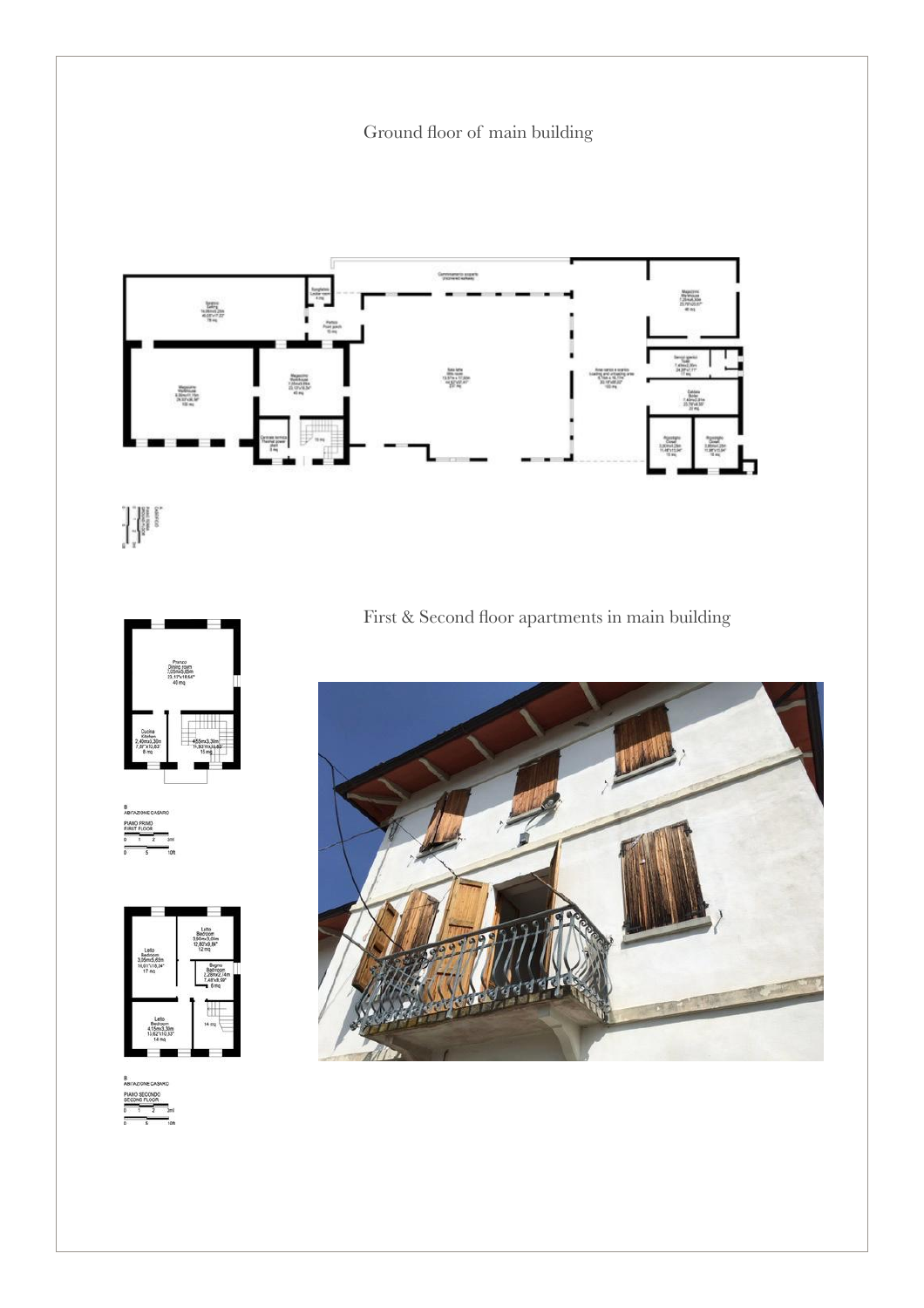Ground floor of main building

First & Second floor apartments in main building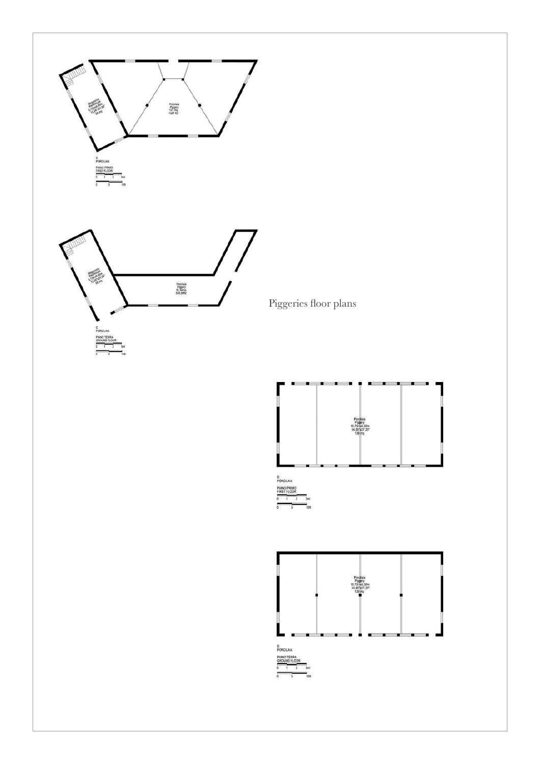C
PORCILAIA

PIANO PRIMO
FIRST FLOOR

0 1 2 3ml

0 5 10ft

Magazzino
Warehouse
3,73mx4,80m
12,24"x31,60"
36 mq

Porcilaia
Piggery
127 mq
1367 ft2

C
PORCILAIA

PIANO TERRA
GROUND FLOOR

0 1 2 3ml

0 5 10ft

Magazzino
Warehouse
3,73mx9,63m
12,24"x31,60"
36 mq

Porcilaia
Piggery
51,54mq
569,08ft2

Piggeries floor plans

D
PORCILAIA

PIANO PRIMO
FIRST FLOOR

0 1 2 3ml

0 5 10ft

Porcilaia
Piggery
16,73mx8,30m
54,95"x27,23"
139 mq

D
PORCILAIA

PIANO TERRA
GROUND FLOOR

0 1 2 3ml

0 5 10ft

Porcilaia
Piggery
16,73mx8,30m
54,95"x27,23"
139 mq